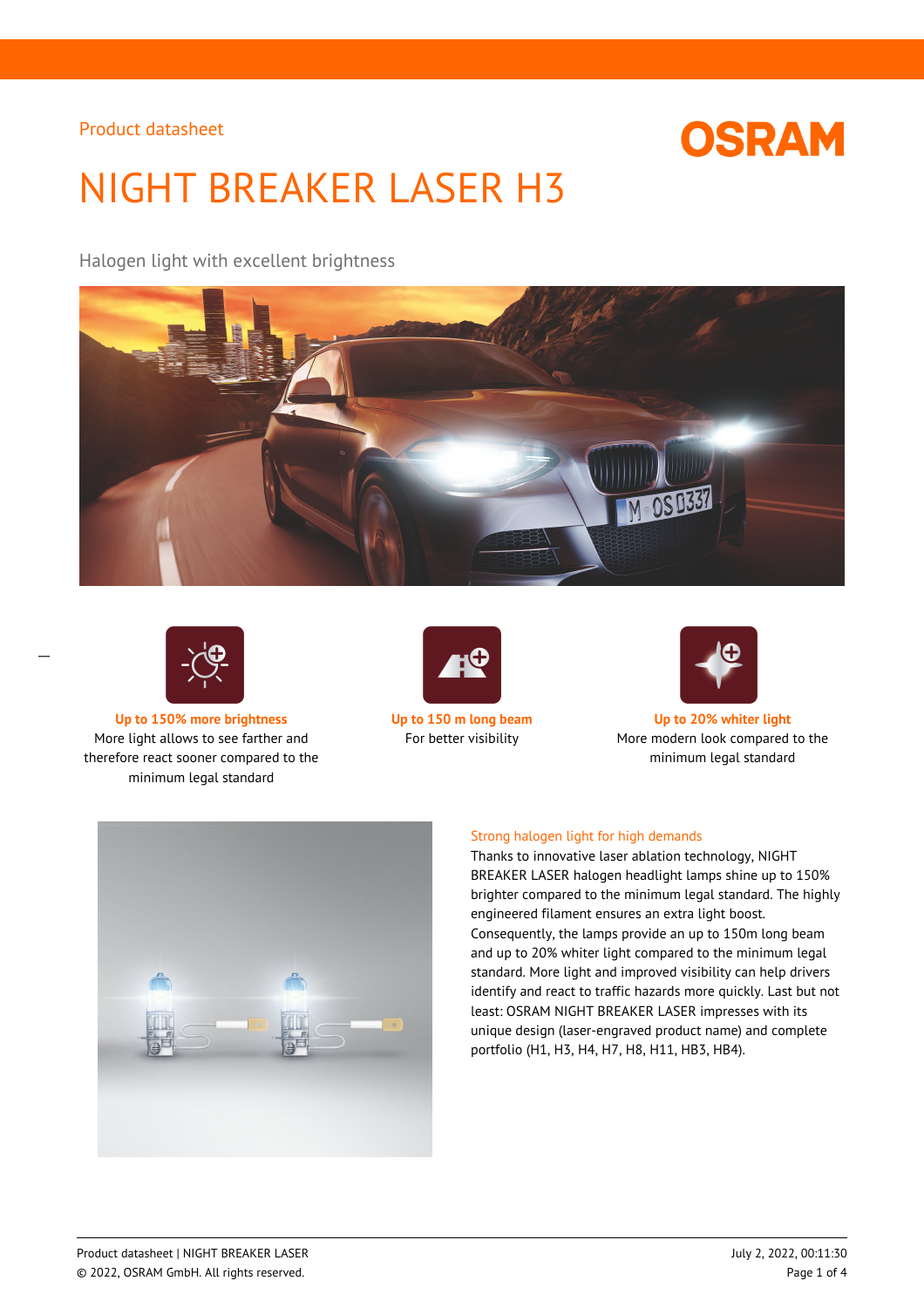Product datasheet

# NIGHT BREAKER LASER H3

Halogen light with excellent brightness

**Up to 150% more brightness**
More light allows to see farther and therefore react sooner compared to the minimum legal standard

**Up to 150 m long beam**
For better visibility

**Up to 20% whiter light**
More modern look compared to the minimum legal standard

## Strong halogen light for high demands

Thanks to innovative laser ablation technology, NIGHT BREAKER LASER halogen headlight lamps shine up to 150% brighter compared to the minimum legal standard. The highly engineered filament ensures an extra light boost. Consequently, the lamps provide an up to 150m long beam and up to 20% whiter light compared to the minimum legal standard. More light and improved visibility can help drivers identify and react to traffic hazards more quickly. Last but not least: OSRAM NIGHT BREAKER LASER impresses with its unique design (laser-engraved product name) and complete portfolio (H1, H3, H4, H7, H8, H11, HB3, HB4).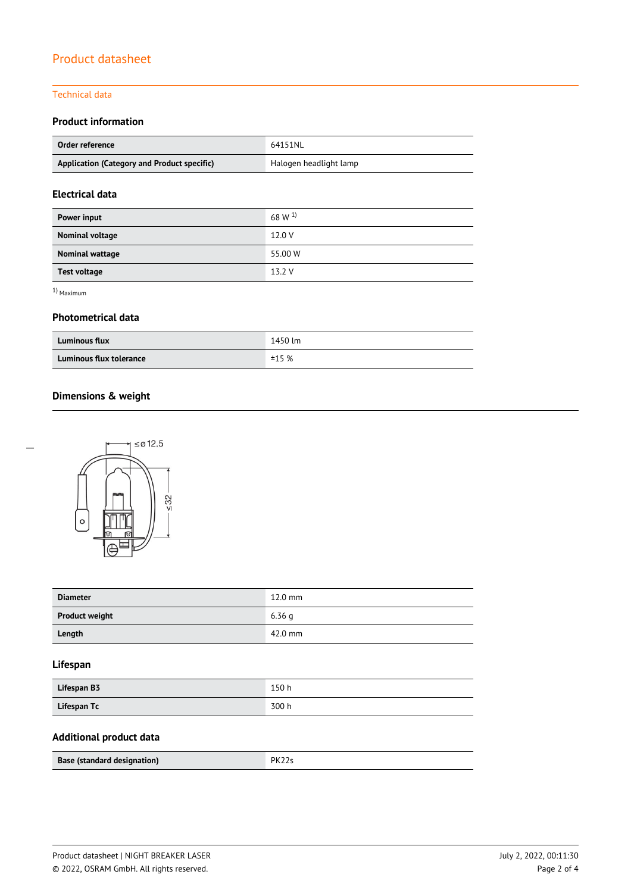# Product datasheet

## Technical data

### Product information

| Order reference | 64151NL |
| --- | --- |
| Application (Category and Product specific) | Halogen headlight lamp |

### Electrical data

| Power input | 68 W [1] |
| --- | --- |
| Nominal voltage | 12.0 V |
| Nominal wattage | 55.00 W |
| Test voltage | 13.2 V |

[1] Maximum

### Photometrical data

| Luminous flux | 1450 lm |
| --- | --- |
| Luminous flux tolerance | ±15 % |

### Dimensions & weight

| Diameter | 12.0 mm |
| --- | --- |
| Product weight | 6.36 g |
| Length | 42.0 mm |

### Lifespan

| Lifespan B3 | 150 h |
| --- | --- |
| Lifespan Tc | 300 h |

### Additional product data

| Base (standard designation) | PK22s |
| --- | --- |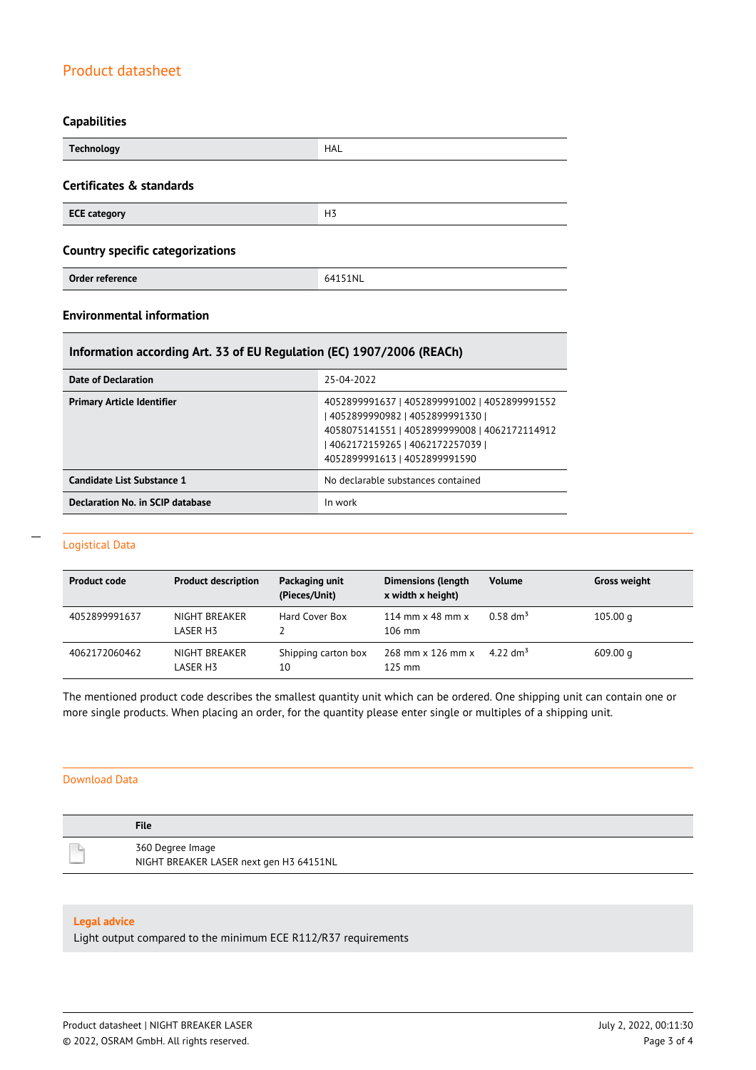## Product datasheet

### Capabilities

| Technology | HAL |
|---|---|

### Certificates & standards

| ECE category | H3 |
|---|---|

### Country specific categorizations

| Order reference | 64151NL |
|---|---|

### Environmental information

| Information according Art. 33 of EU Regulation (EC) 1907/2006 (REACh) | |
|---|---|
| Date of Declaration | 25-04-2022 |
| Primary Article Identifier | 4052899991637 \| 4052899991002 \| 4052899991552 \| 4052899990982 \| 4052899991330 \| 4058075141551 \| 4052899999008 \| 4062172114912 \| 4062172159265 \| 4062172257039 \| 4052899991613 \| 4052899991590 |
| Candidate List Substance 1 | No declarable substances contained |
| Declaration No. in SCIP database | In work |

## Logistical Data

| Product code | Product description | Packaging unit (Pieces/Unit) | Dimensions (length x width x height) | Volume | Gross weight |
|---|---|---|---|---|---|
| 4052899991637 | NIGHT BREAKER LASER H3 | Hard Cover Box 2 | 114 mm x 48 mm x 106 mm | 0.58 $dm^3$ | 105.00 g |
| 4062172060462 | NIGHT BREAKER LASER H3 | Shipping carton box 10 | 268 mm x 126 mm x 125 mm | 4.22 $dm^3$ | 609.00 g |

The mentioned product code describes the smallest quantity unit which can be ordered. One shipping unit can contain one or more single products. When placing an order, for the quantity please enter single or multiples of a shipping unit.

## Download Data

| | File |
|---|---|
| | 360 Degree Image<br>NIGHT BREAKER LASER next gen H3 64151NL |

**Legal advice**

Light output compared to the minimum ECE R112/R37 requirements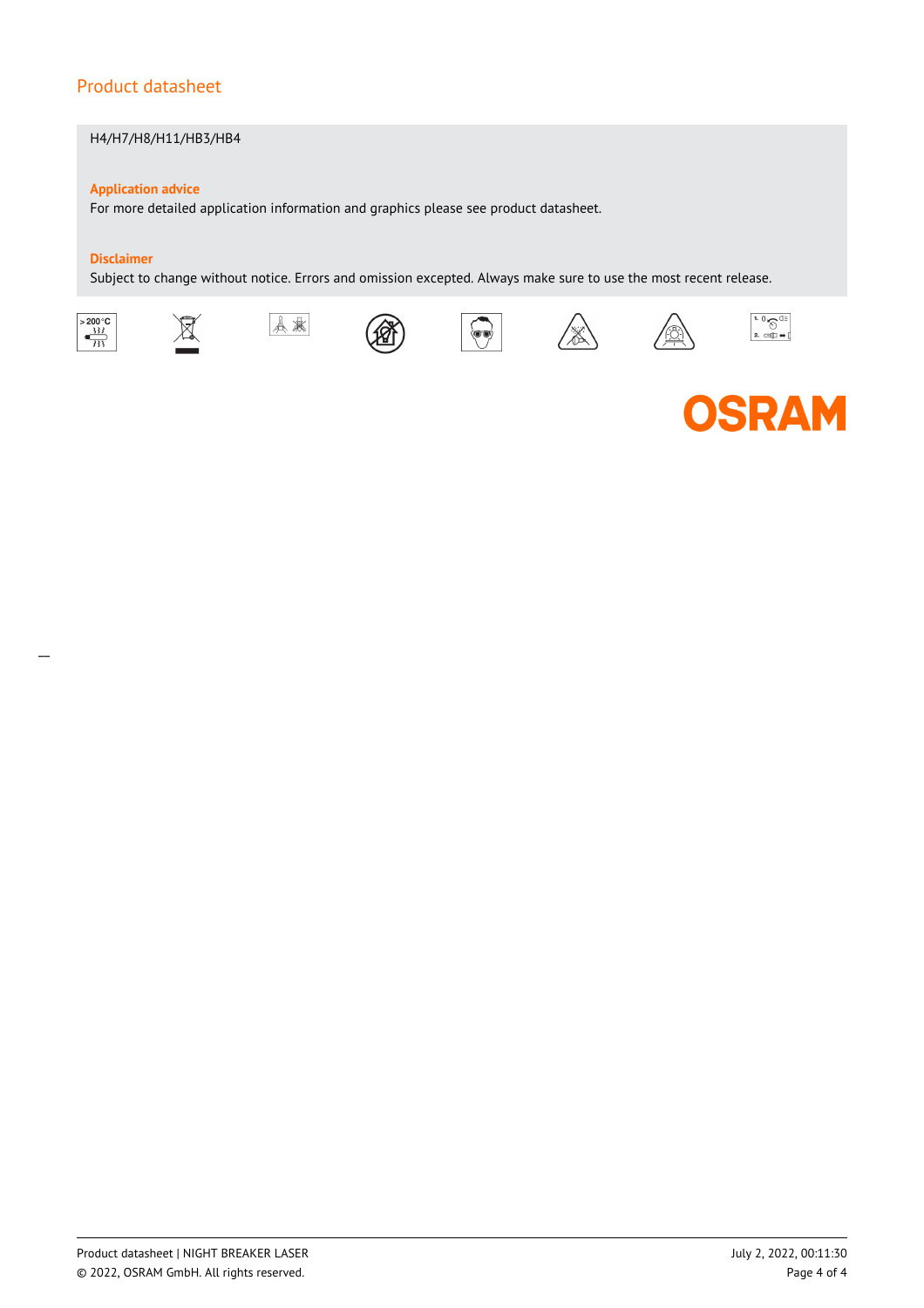H4/H7/H8/H11/HB3/HB4

### Application advice

For more detailed application information and graphics please see product datasheet.

### Disclaimer

Subject to change without notice. Errors and omission excepted. Always make sure to use the most recent release.

> 200°C

1. 0

2.